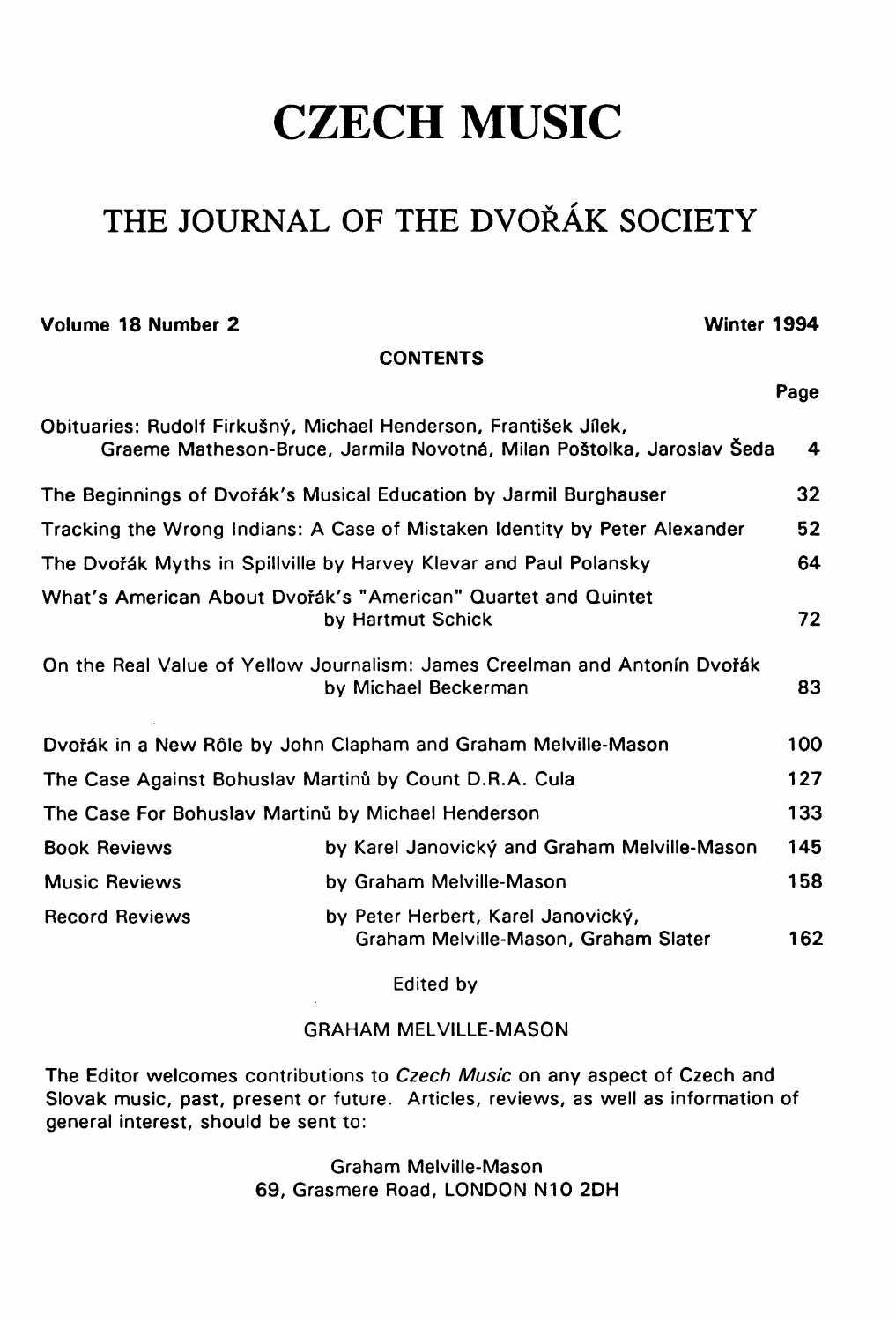# CZECH MUSIC

## THE JOURNAL OF THE DVOŘÁK SOCIETY

**Volume 18 Number 2** — **Winter 1994**

**CONTENTS**

| | | Page |
|---|---|---|
| Obituaries: Rudolf Firkušný, Michael Henderson, František Jílek, Graeme Matheson-Bruce, Jarmila Novotná, Milan Poštolka, Jaroslav Šeda | | 4 |
| The Beginnings of Dvořák's Musical Education by Jarmil Burghauser | | 32 |
| Tracking the Wrong Indians: A Case of Mistaken Identity by Peter Alexander | | 52 |
| The Dvořák Myths in Spillville by Harvey Klevar and Paul Polansky | | 64 |
| What's American About Dvořák's "American" Quartet and Quintet by Hartmut Schick | | 72 |
| On the Real Value of Yellow Journalism: James Creelman and Antonín Dvořák by Michael Beckerman | | 83 |
| Dvořák in a New Rôle by John Clapham and Graham Melville-Mason | | 100 |
| The Case Against Bohuslav Martinů by Count D.R.A. Cula | | 127 |
| The Case For Bohuslav Martinů by Michael Henderson | | 133 |
| Book Reviews | by Karel Janovický and Graham Melville-Mason | 145 |
| Music Reviews | by Graham Melville-Mason | 158 |
| Record Reviews | by Peter Herbert, Karel Janovický, Graham Melville-Mason, Graham Slater | 162 |

Edited by

GRAHAM MELVILLE-MASON

The Editor welcomes contributions to *Czech Music* on any aspect of Czech and Slovak music, past, present or future. Articles, reviews, as well as information of general interest, should be sent to:

Graham Melville-Mason
69, Grasmere Road, LONDON N10 2DH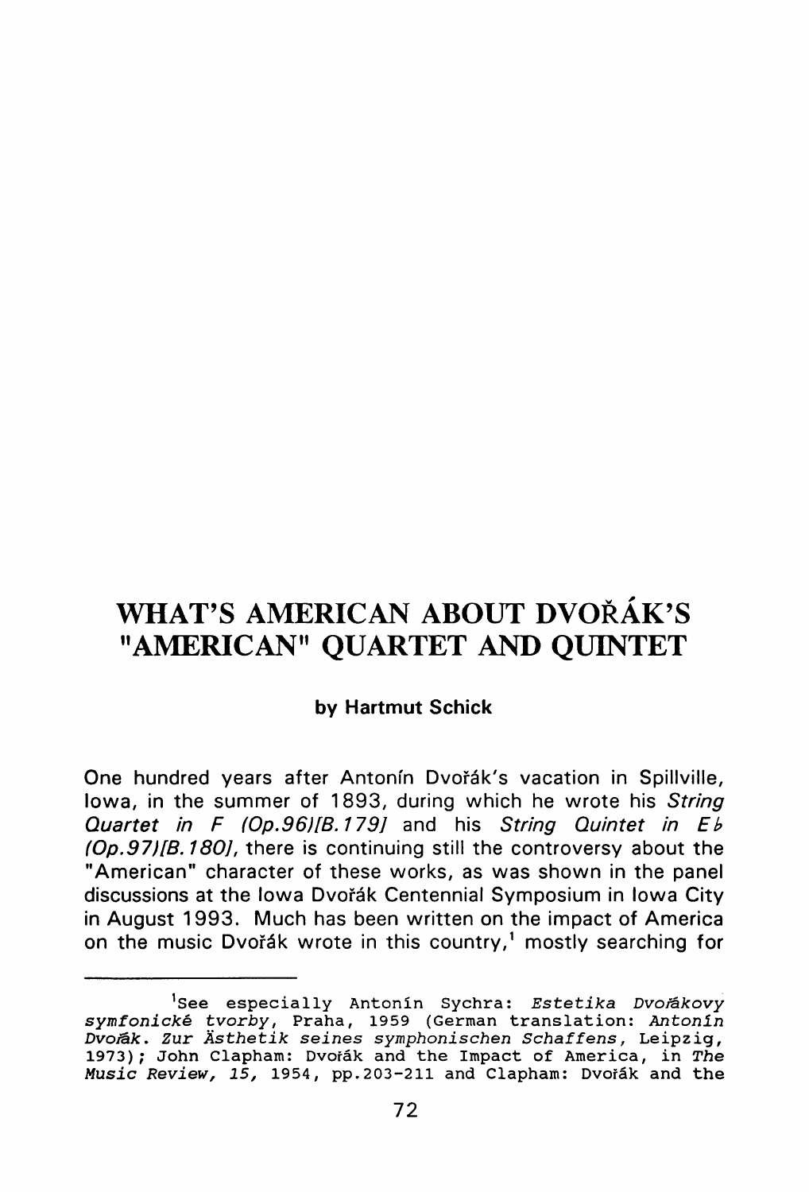# WHAT'S AMERICAN ABOUT DVOŘÁK'S "AMERICAN" QUARTET AND QUINTET

**by Hartmut Schick**

One hundred years after Antonín Dvořák's vacation in Spillville, Iowa, in the summer of 1893, during which he wrote his *String Quartet in F (Op.96)[B.179]* and his *String Quintet in E♭ (Op.97)[B.180]*, there is continuing still the controversy about the "American" character of these works, as was shown in the panel discussions at the Iowa Dvořák Centennial Symposium in Iowa City in August 1993. Much has been written on the impact of America on the music Dvořák wrote in this country,[1] mostly searching for

---

[1]See especially Antonín Sychra: *Estetika Dvořákovy symfonické tvorby*, Praha, 1959 (German translation: *Antonín Dvořák. Zur Ästhetik seines symphonischen Schaffens*, Leipzig, 1973); John Clapham: Dvořák and the Impact of America, in *The Music Review, 15,* 1954, pp.203-211 and Clapham: Dvořák and the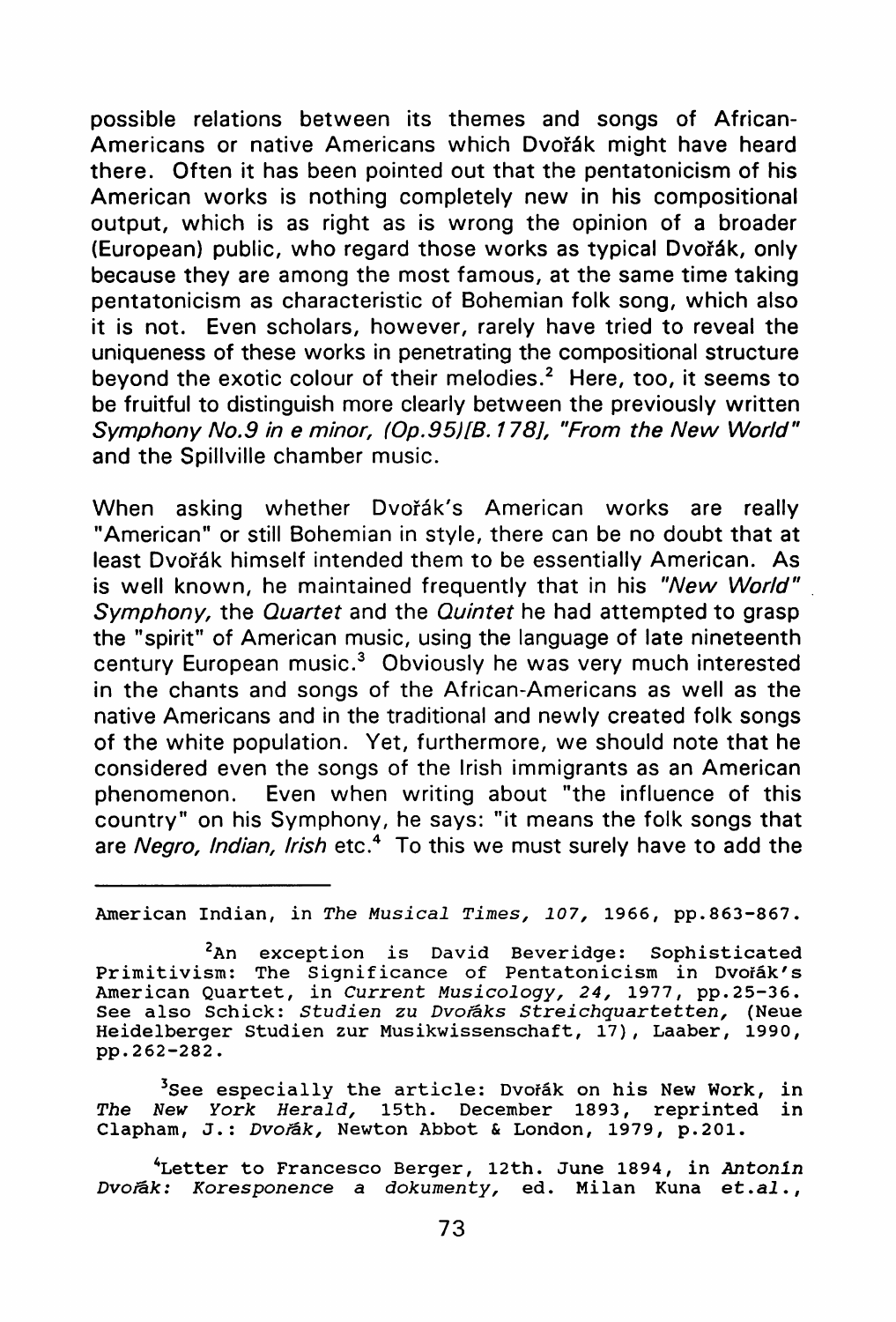possible relations between its themes and songs of African-Americans or native Americans which Dvořák might have heard there. Often it has been pointed out that the pentatonicism of his American works is nothing completely new in his compositional output, which is as right as is wrong the opinion of a broader (European) public, who regard those works as typical Dvořák, only because they are among the most famous, at the same time taking pentatonicism as characteristic of Bohemian folk song, which also it is not. Even scholars, however, rarely have tried to reveal the uniqueness of these works in penetrating the compositional structure beyond the exotic colour of their melodies.[2] Here, too, it seems to be fruitful to distinguish more clearly between the previously written *Symphony No.9 in e minor, (Op.95)[B.178], "From the New World"* and the Spillville chamber music.

When asking whether Dvořák's American works are really "American" or still Bohemian in style, there can be no doubt that at least Dvořák himself intended them to be essentially American. As is well known, he maintained frequently that in his *"New World" Symphony,* the *Quartet* and the *Quintet* he had attempted to grasp the "spirit" of American music, using the language of late nineteenth century European music.[3] Obviously he was very much interested in the chants and songs of the African-Americans as well as the native Americans and in the traditional and newly created folk songs of the white population. Yet, furthermore, we should note that he considered even the songs of the Irish immigrants as an American phenomenon. Even when writing about "the influence of this country" on his Symphony, he says: "it means the folk songs that are *Negro, Indian, Irish* etc.[4] To this we must surely have to add the

---

American Indian, in *The Musical Times, 107,* 1966, pp.863-867.

[2]An exception is David Beveridge: Sophisticated Primitivism: The Significance of Pentatonicism in Dvořák's American Quartet, in *Current Musicology, 24,* 1977, pp.25-36. See also Schick: *Studien zu Dvořáks Streichquartetten,* (Neue Heidelberger Studien zur Musikwissenschaft, 17), Laaber, 1990, pp.262-282.

[3]See especially the article: Dvořák on his New Work, in *The New York Herald,* 15th. December 1893, reprinted in Clapham, J.: *Dvořák,* Newton Abbot & London, 1979, p.201.

[4]Letter to Francesco Berger, 12th. June 1894, in *Antonín Dvořák: Koresponence a dokumenty,* ed. Milan Kuna *et.al.*,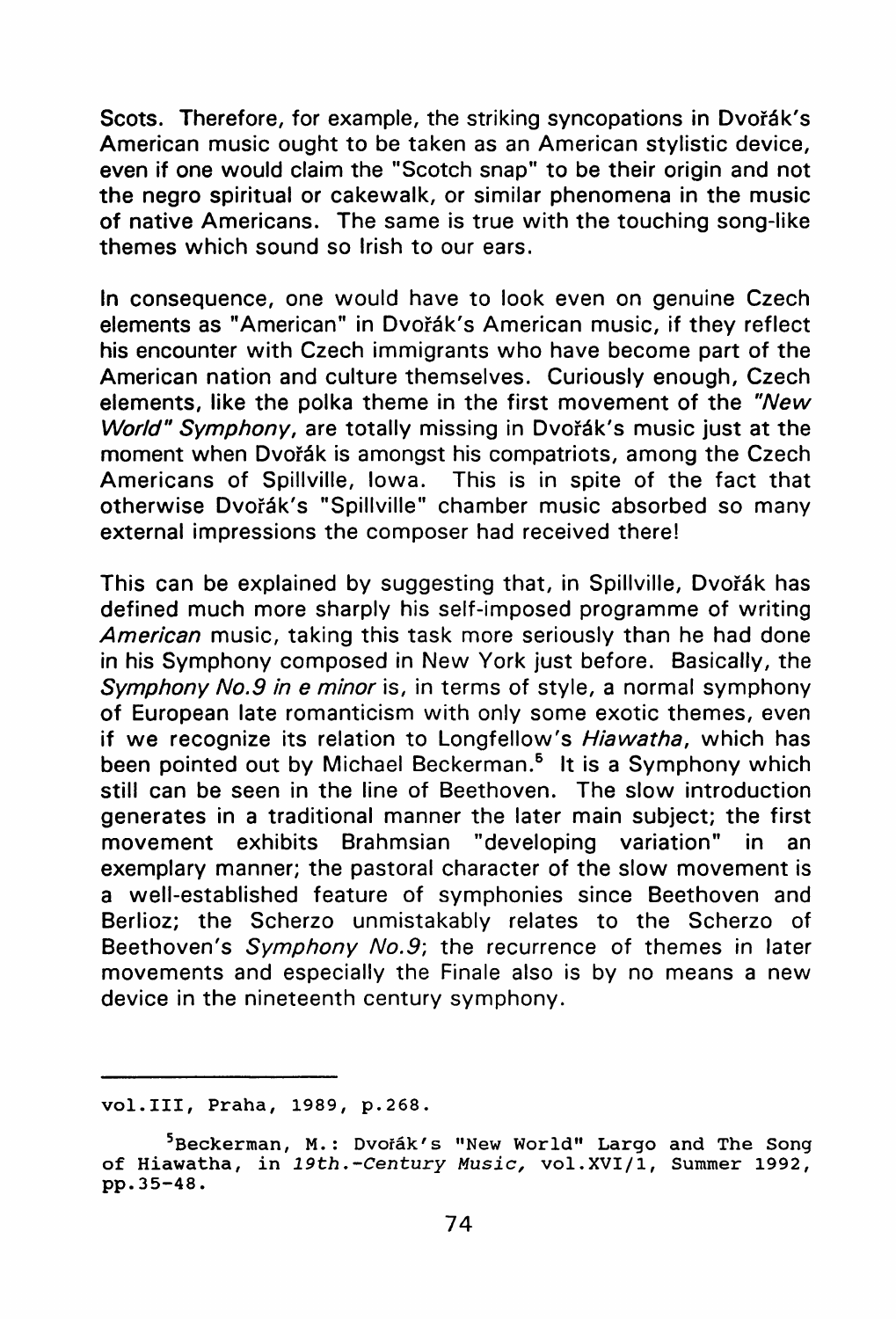Scots. Therefore, for example, the striking syncopations in Dvořák's American music ought to be taken as an American stylistic device, even if one would claim the "Scotch snap" to be their origin and not the negro spiritual or cakewalk, or similar phenomena in the music of native Americans. The same is true with the touching song-like themes which sound so Irish to our ears.

In consequence, one would have to look even on genuine Czech elements as "American" in Dvořák's American music, if they reflect his encounter with Czech immigrants who have become part of the American nation and culture themselves. Curiously enough, Czech elements, like the polka theme in the first movement of the *"New World" Symphony*, are totally missing in Dvořák's music just at the moment when Dvořák is amongst his compatriots, among the Czech Americans of Spillville, Iowa. This is in spite of the fact that otherwise Dvořák's "Spillville" chamber music absorbed so many external impressions the composer had received there!

This can be explained by suggesting that, in Spillville, Dvořák has defined much more sharply his self-imposed programme of writing *American* music, taking this task more seriously than he had done in his Symphony composed in New York just before. Basically, the *Symphony No.9 in e minor* is, in terms of style, a normal symphony of European late romanticism with only some exotic themes, even if we recognize its relation to Longfellow's *Hiawatha*, which has been pointed out by Michael Beckerman.[5] It is a Symphony which still can be seen in the line of Beethoven. The slow introduction generates in a traditional manner the later main subject; the first movement exhibits Brahmsian "developing variation" in an exemplary manner; the pastoral character of the slow movement is a well-established feature of symphonies since Beethoven and Berlioz; the Scherzo unmistakably relates to the Scherzo of Beethoven's *Symphony No.9*; the recurrence of themes in later movements and especially the Finale also is by no means a new device in the nineteenth century symphony.

---

vol.III, Praha, 1989, p.268.

[5] Beckerman, M.: Dvořák's "New World" Largo and The Song of Hiawatha, in *19th.-Century Music,* vol.XVI/1, Summer 1992, pp.35-48.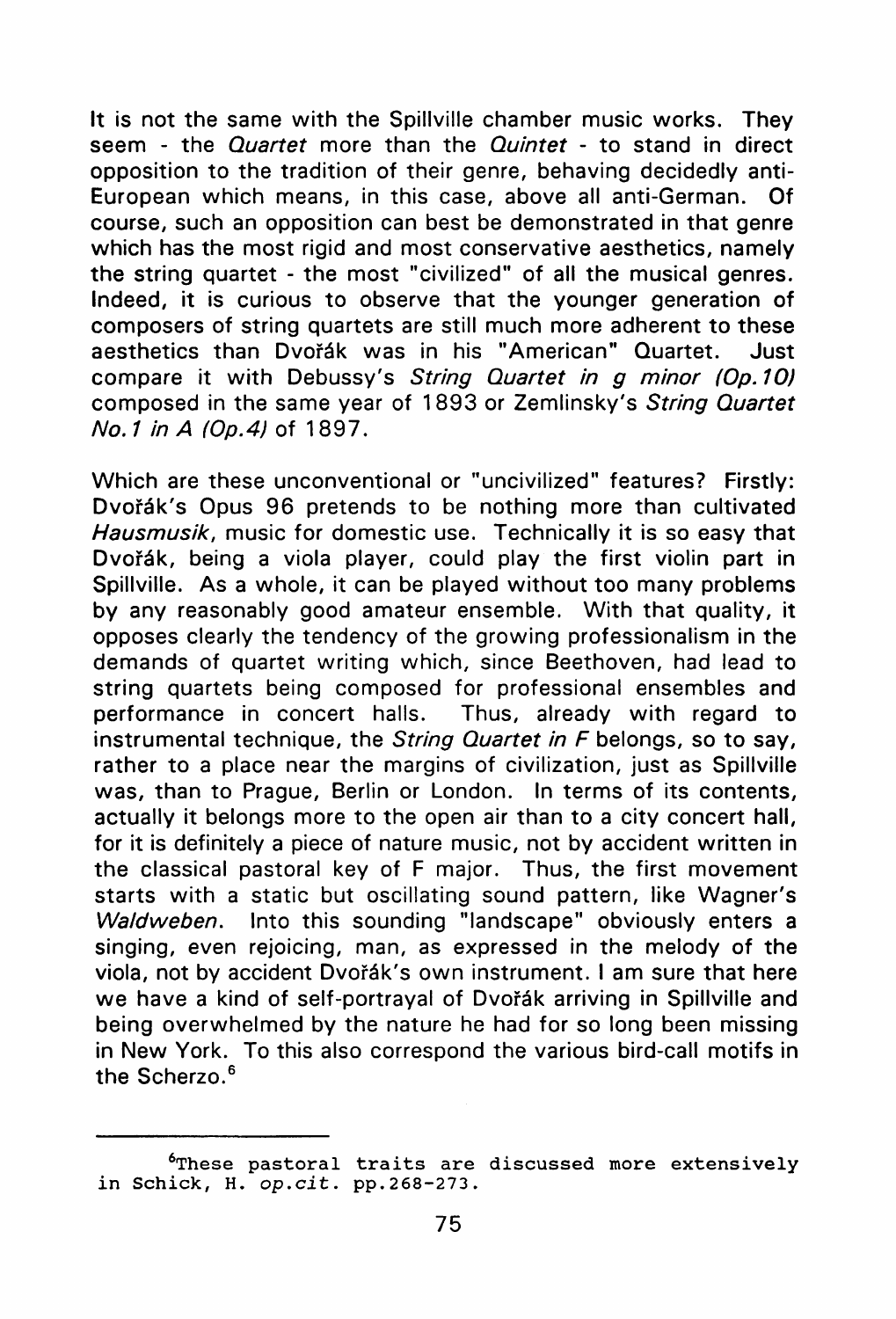It is not the same with the Spillville chamber music works. They seem - the *Quartet* more than the *Quintet* - to stand in direct opposition to the tradition of their genre, behaving decidedly anti-European which means, in this case, above all anti-German. Of course, such an opposition can best be demonstrated in that genre which has the most rigid and most conservative aesthetics, namely the string quartet - the most "civilized" of all the musical genres. Indeed, it is curious to observe that the younger generation of composers of string quartets are still much more adherent to these aesthetics than Dvořák was in his "American" Quartet. Just compare it with Debussy's *String Quartet in g minor (Op.10)* composed in the same year of 1893 or Zemlinsky's *String Quartet No.1 in A (Op.4)* of 1897.

Which are these unconventional or "uncivilized" features? Firstly: Dvořák's Opus 96 pretends to be nothing more than cultivated *Hausmusik*, music for domestic use. Technically it is so easy that Dvořák, being a viola player, could play the first violin part in Spillville. As a whole, it can be played without too many problems by any reasonably good amateur ensemble. With that quality, it opposes clearly the tendency of the growing professionalism in the demands of quartet writing which, since Beethoven, had lead to string quartets being composed for professional ensembles and performance in concert halls. Thus, already with regard to instrumental technique, the *String Quartet in F* belongs, so to say, rather to a place near the margins of civilization, just as Spillville was, than to Prague, Berlin or London. In terms of its contents, actually it belongs more to the open air than to a city concert hall, for it is definitely a piece of nature music, not by accident written in the classical pastoral key of F major. Thus, the first movement starts with a static but oscillating sound pattern, like Wagner's *Waldweben*. Into this sounding "landscape" obviously enters a singing, even rejoicing, man, as expressed in the melody of the viola, not by accident Dvořák's own instrument. I am sure that here we have a kind of self-portrayal of Dvořák arriving in Spillville and being overwhelmed by the nature he had for so long been missing in New York. To this also correspond the various bird-call motifs in the Scherzo.[6]

---

[6] These pastoral traits are discussed more extensively in Schick, H. *op.cit.* pp.268-273.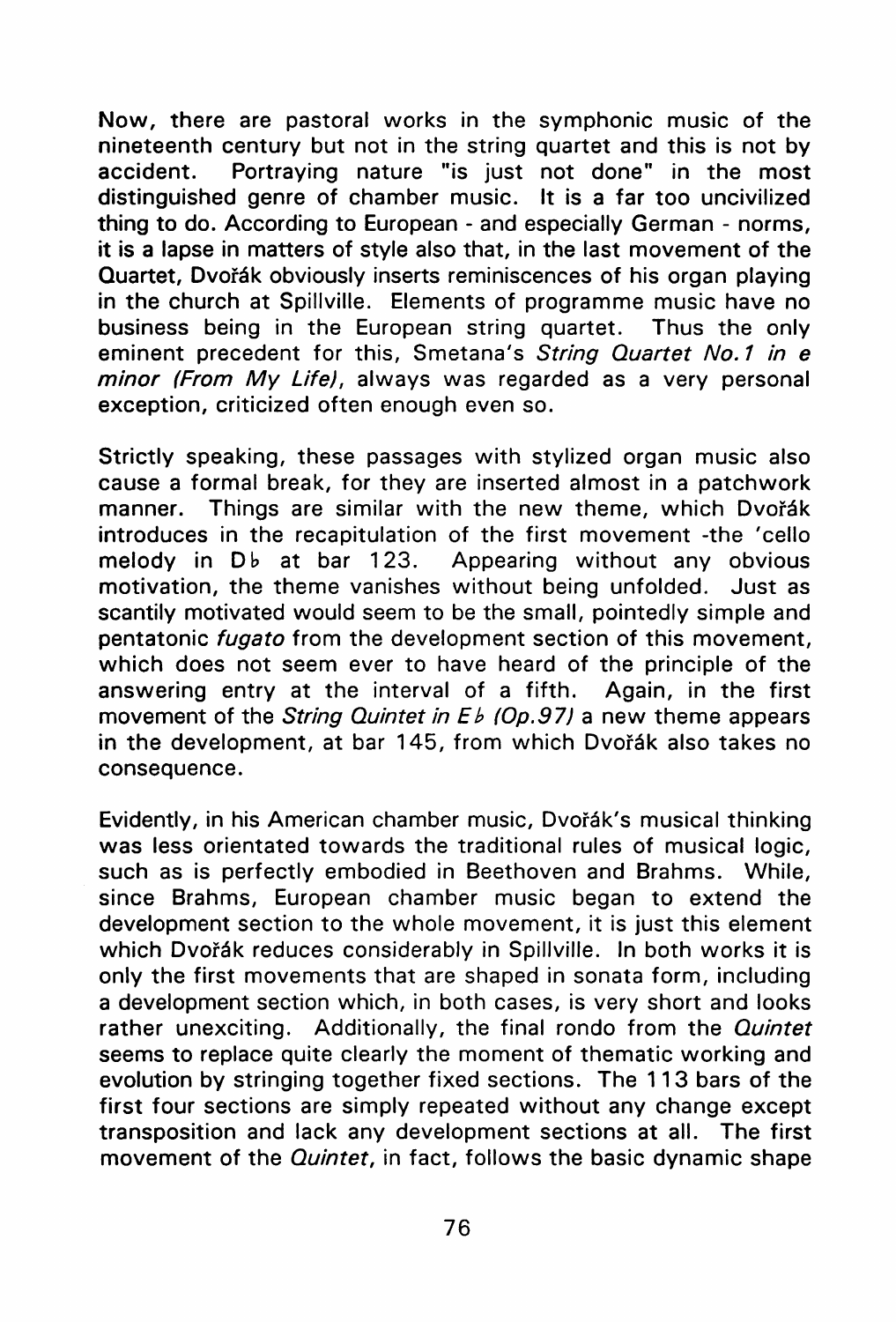Now, there are pastoral works in the symphonic music of the nineteenth century but not in the string quartet and this is not by accident. Portraying nature "is just not done" in the most distinguished genre of chamber music. It is a far too uncivilized thing to do. According to European - and especially German - norms, it is a lapse in matters of style also that, in the last movement of the Quartet, Dvořák obviously inserts reminiscences of his organ playing in the church at Spillville. Elements of programme music have no business being in the European string quartet. Thus the only eminent precedent for this, Smetana's *String Quartet No.1 in e minor (From My Life)*, always was regarded as a very personal exception, criticized often enough even so.

Strictly speaking, these passages with stylized organ music also cause a formal break, for they are inserted almost in a patchwork manner. Things are similar with the new theme, which Dvořák introduces in the recapitulation of the first movement -the 'cello melody in D♭ at bar 123. Appearing without any obvious motivation, the theme vanishes without being unfolded. Just as scantily motivated would seem to be the small, pointedly simple and pentatonic *fugato* from the development section of this movement, which does not seem ever to have heard of the principle of the answering entry at the interval of a fifth. Again, in the first movement of the *String Quintet in E♭ (Op.97)* a new theme appears in the development, at bar 145, from which Dvořák also takes no consequence.

Evidently, in his American chamber music, Dvořák's musical thinking was less orientated towards the traditional rules of musical logic, such as is perfectly embodied in Beethoven and Brahms. While, since Brahms, European chamber music began to extend the development section to the whole movement, it is just this element which Dvořák reduces considerably in Spillville. In both works it is only the first movements that are shaped in sonata form, including a development section which, in both cases, is very short and looks rather unexciting. Additionally, the final rondo from the *Quintet* seems to replace quite clearly the moment of thematic working and evolution by stringing together fixed sections. The 113 bars of the first four sections are simply repeated without any change except transposition and lack any development sections at all. The first movement of the *Quintet*, in fact, follows the basic dynamic shape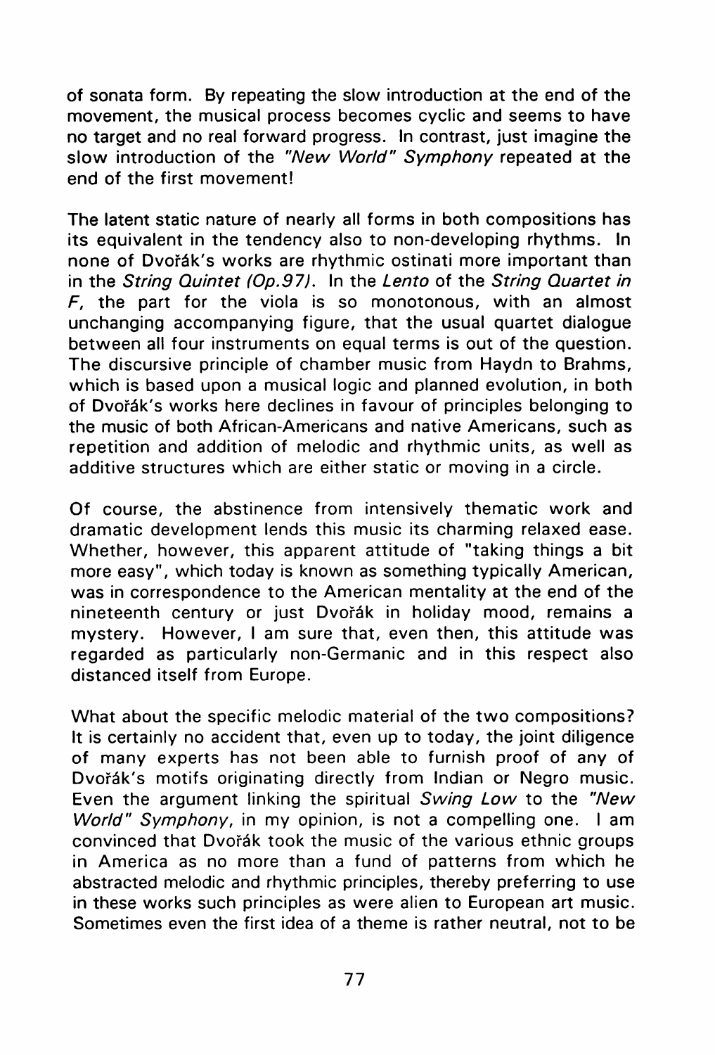of sonata form. By repeating the slow introduction at the end of the movement, the musical process becomes cyclic and seems to have no target and no real forward progress. In contrast, just imagine the slow introduction of the *"New World" Symphony* repeated at the end of the first movement!

The latent static nature of nearly all forms in both compositions has its equivalent in the tendency also to non-developing rhythms. In none of Dvořák's works are rhythmic ostinati more important than in the *String Quintet (Op.97)*. In the *Lento* of the *String Quartet in F*, the part for the viola is so monotonous, with an almost unchanging accompanying figure, that the usual quartet dialogue between all four instruments on equal terms is out of the question. The discursive principle of chamber music from Haydn to Brahms, which is based upon a musical logic and planned evolution, in both of Dvořák's works here declines in favour of principles belonging to the music of both African-Americans and native Americans, such as repetition and addition of melodic and rhythmic units, as well as additive structures which are either static or moving in a circle.

Of course, the abstinence from intensively thematic work and dramatic development lends this music its charming relaxed ease. Whether, however, this apparent attitude of "taking things a bit more easy", which today is known as something typically American, was in correspondence to the American mentality at the end of the nineteenth century or just Dvořák in holiday mood, remains a mystery. However, I am sure that, even then, this attitude was regarded as particularly non-Germanic and in this respect also distanced itself from Europe.

What about the specific melodic material of the two compositions? It is certainly no accident that, even up to today, the joint diligence of many experts has not been able to furnish proof of any of Dvořák's motifs originating directly from Indian or Negro music. Even the argument linking the spiritual *Swing Low* to the *"New World" Symphony*, in my opinion, is not a compelling one. I am convinced that Dvořák took the music of the various ethnic groups in America as no more than a fund of patterns from which he abstracted melodic and rhythmic principles, thereby preferring to use in these works such principles as were alien to European art music. Sometimes even the first idea of a theme is rather neutral, not to be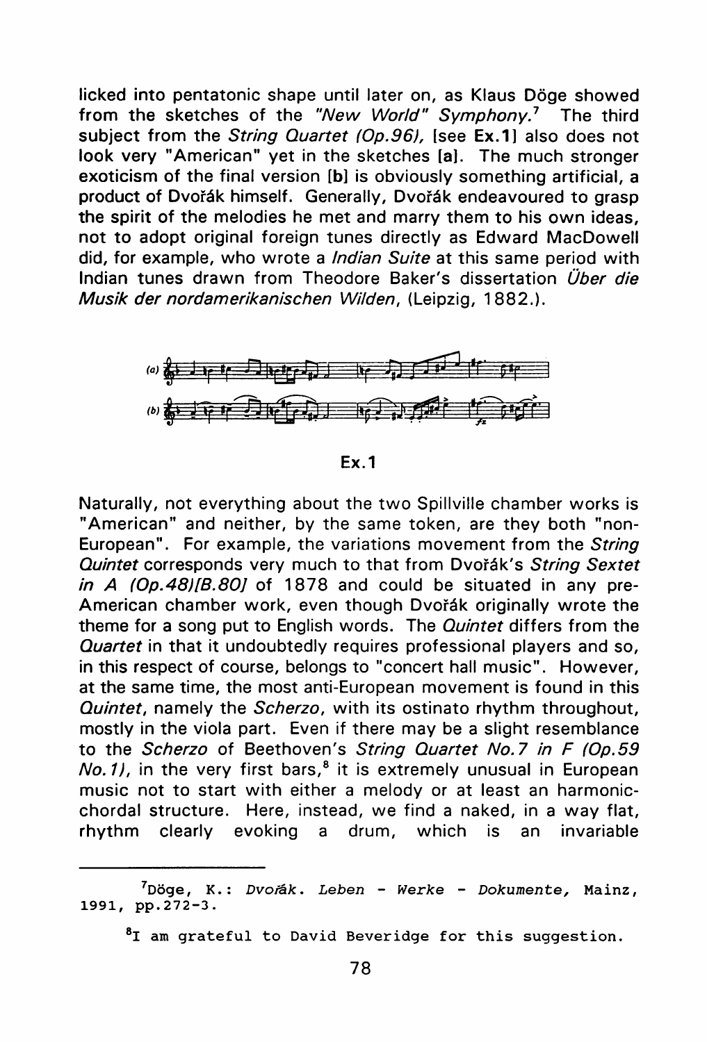licked into pentatonic shape until later on, as Klaus Döge showed from the sketches of the *"New World" Symphony.*[7] The third subject from the *String Quartet (Op.96),* [see **Ex.1**] also does not look very "American" yet in the sketches [**a**]. The much stronger exoticism of the final version [**b**] is obviously something artificial, a product of Dvořák himself. Generally, Dvořák endeavoured to grasp the spirit of the melodies he met and marry them to his own ideas, not to adopt original foreign tunes directly as Edward MacDowell did, for example, who wrote a *Indian Suite* at this same period with Indian tunes drawn from Theodore Baker's dissertation *Über die Musik der nordamerikanischen Wilden*, (Leipzig, 1882.).

**Ex.1**

Naturally, not everything about the two Spillville chamber works is "American" and neither, by the same token, are they both "non-European". For example, the variations movement from the *String Quintet* corresponds very much to that from Dvořák's *String Sextet in A (Op.48)[B.80]* of 1878 and could be situated in any pre-American chamber work, even though Dvořák originally wrote the theme for a song put to English words. The *Quintet* differs from the *Quartet* in that it undoubtedly requires professional players and so, in this respect of course, belongs to "concert hall music". However, at the same time, the most anti-European movement is found in this *Quintet*, namely the *Scherzo*, with its ostinato rhythm throughout, mostly in the viola part. Even if there may be a slight resemblance to the *Scherzo* of Beethoven's *String Quartet No.7 in F (Op.59 No.1)*, in the very first bars,[8] it is extremely unusual in European music not to start with either a melody or at least an harmonic-chordal structure. Here, instead, we find a naked, in a way flat, rhythm clearly evoking a drum, which is an invariable

---

[7] Döge, K.: *Dvořák. Leben - Werke - Dokumente,* Mainz, 1991, pp.272-3.

[8] I am grateful to David Beveridge for this suggestion.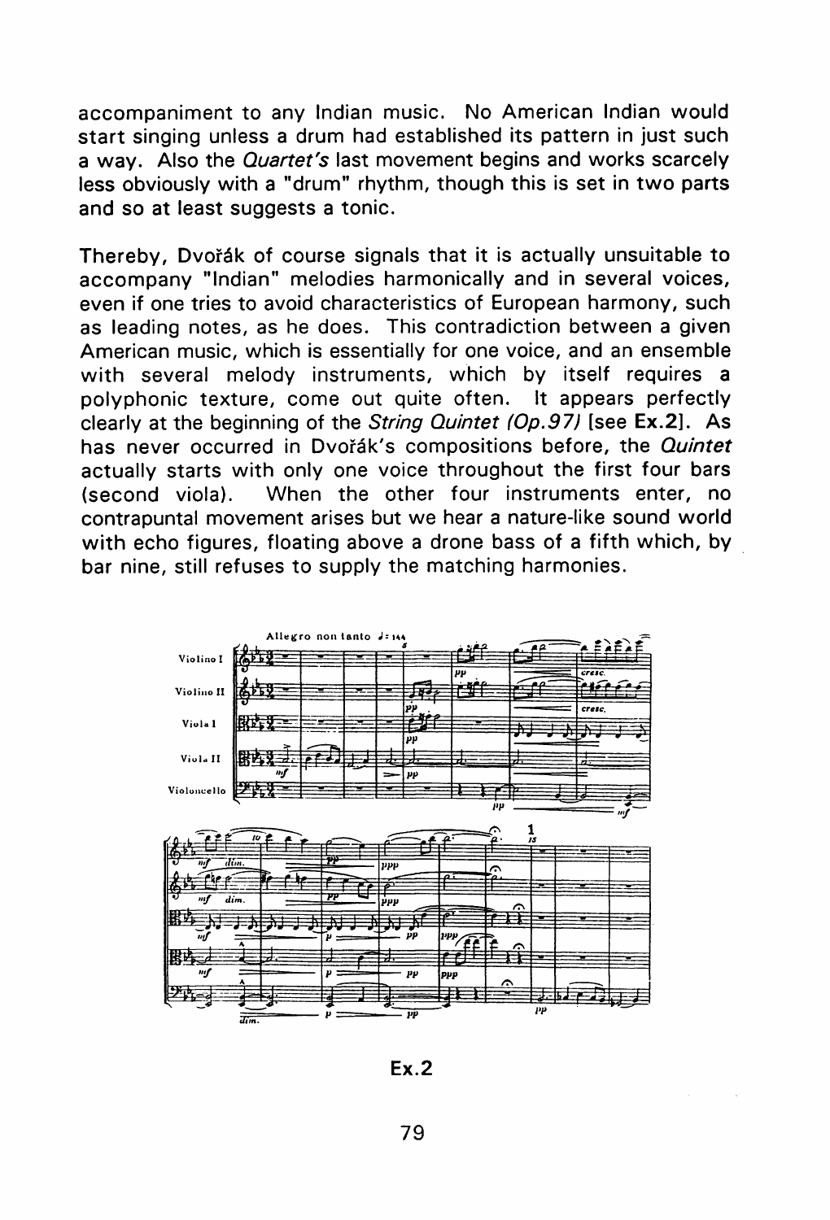accompaniment to any Indian music. No American Indian would start singing unless a drum had established its pattern in just such a way. Also the *Quartet's* last movement begins and works scarcely less obviously with a "drum" rhythm, though this is set in two parts and so at least suggests a tonic.

Thereby, Dvořák of course signals that it is actually unsuitable to accompany "Indian" melodies harmonically and in several voices, even if one tries to avoid characteristics of European harmony, such as leading notes, as he does. This contradiction between a given American music, which is essentially for one voice, and an ensemble with several melody instruments, which by itself requires a polyphonic texture, come out quite often. It appears perfectly clearly at the beginning of the *String Quintet (Op.97)* [see **Ex.2**]. As has never occurred in Dvořák's compositions before, the *Quintet* actually starts with only one voice throughout the first four bars (second viola). When the other four instruments enter, no contrapuntal movement arises but we hear a nature-like sound world with echo figures, floating above a drone bass of a fifth which, by bar nine, still refuses to supply the matching harmonies.

**Ex.2**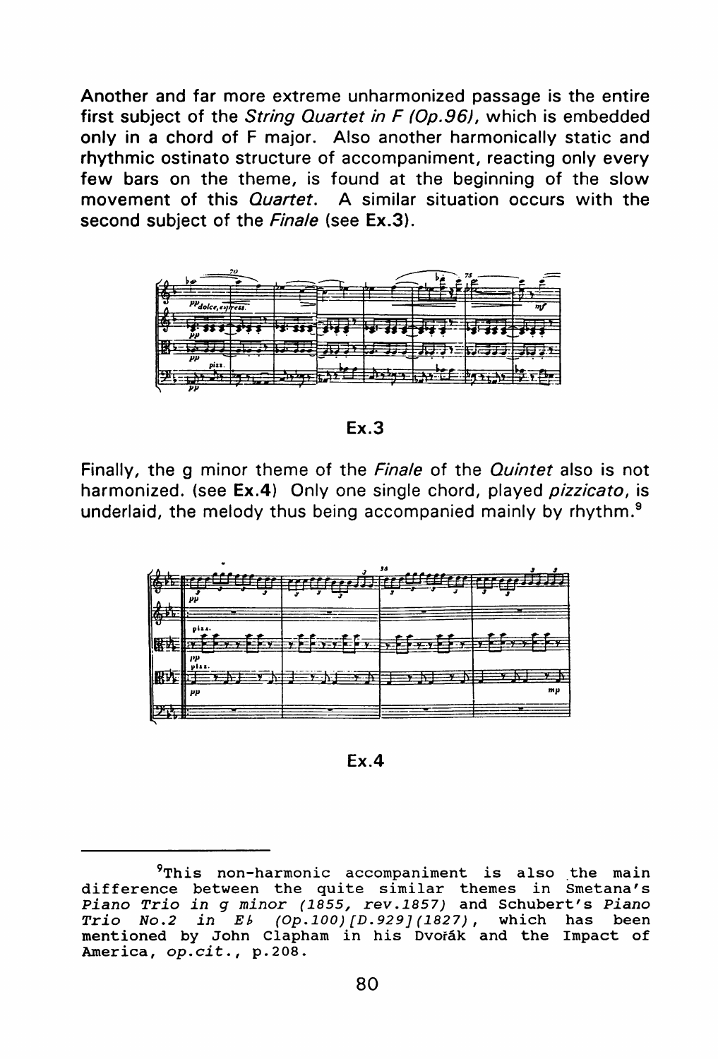Another and far more extreme unharmonized passage is the entire first subject of the *String Quartet in F (Op.96)*, which is embedded only in a chord of F major. Also another harmonically static and rhythmic ostinato structure of accompaniment, reacting only every few bars on the theme, is found at the beginning of the slow movement of this *Quartet*. A similar situation occurs with the second subject of the *Finale* (see **Ex.3**).

**Ex.3**

Finally, the g minor theme of the *Finale* of the *Quintet* also is not harmonized. (see **Ex.4**) Only one single chord, played *pizzicato*, is underlaid, the melody thus being accompanied mainly by rhythm.[9]

**Ex.4**

---

[9]This non-harmonic accompaniment is also the main difference between the quite similar themes in Smetana's *Piano Trio in g minor (1855, rev.1857)* and Schubert's *Piano Trio No.2 in E♭ (Op.100)[D.929](1827)*, which has been mentioned by John Clapham in his Dvořák and the Impact of America, *op.cit.*, p.208.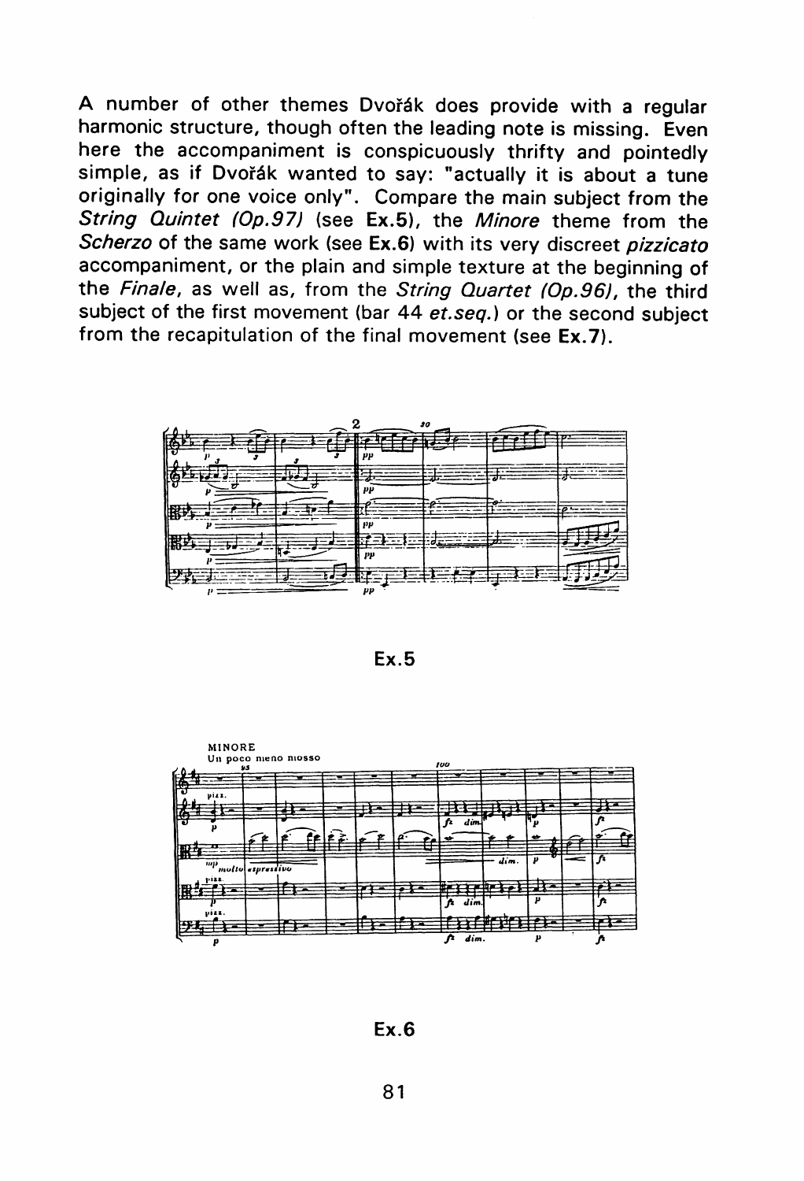A number of other themes Dvořák does provide with a regular harmonic structure, though often the leading note is missing. Even here the accompaniment is conspicuously thrifty and pointedly simple, as if Dvořák wanted to say: "actually it is about a tune originally for one voice only". Compare the main subject from the *String Quintet (Op.97)* (see **Ex.5**), the *Minore* theme from the *Scherzo* of the same work (see **Ex.6**) with its very discreet *pizzicato* accompaniment, or the plain and simple texture at the beginning of the *Finale*, as well as, from the *String Quartet (Op.96)*, the third subject of the first movement (bar 44 *et.seq.*) or the second subject from the recapitulation of the final movement (see **Ex.7**).

**Ex.5**

**Ex.6**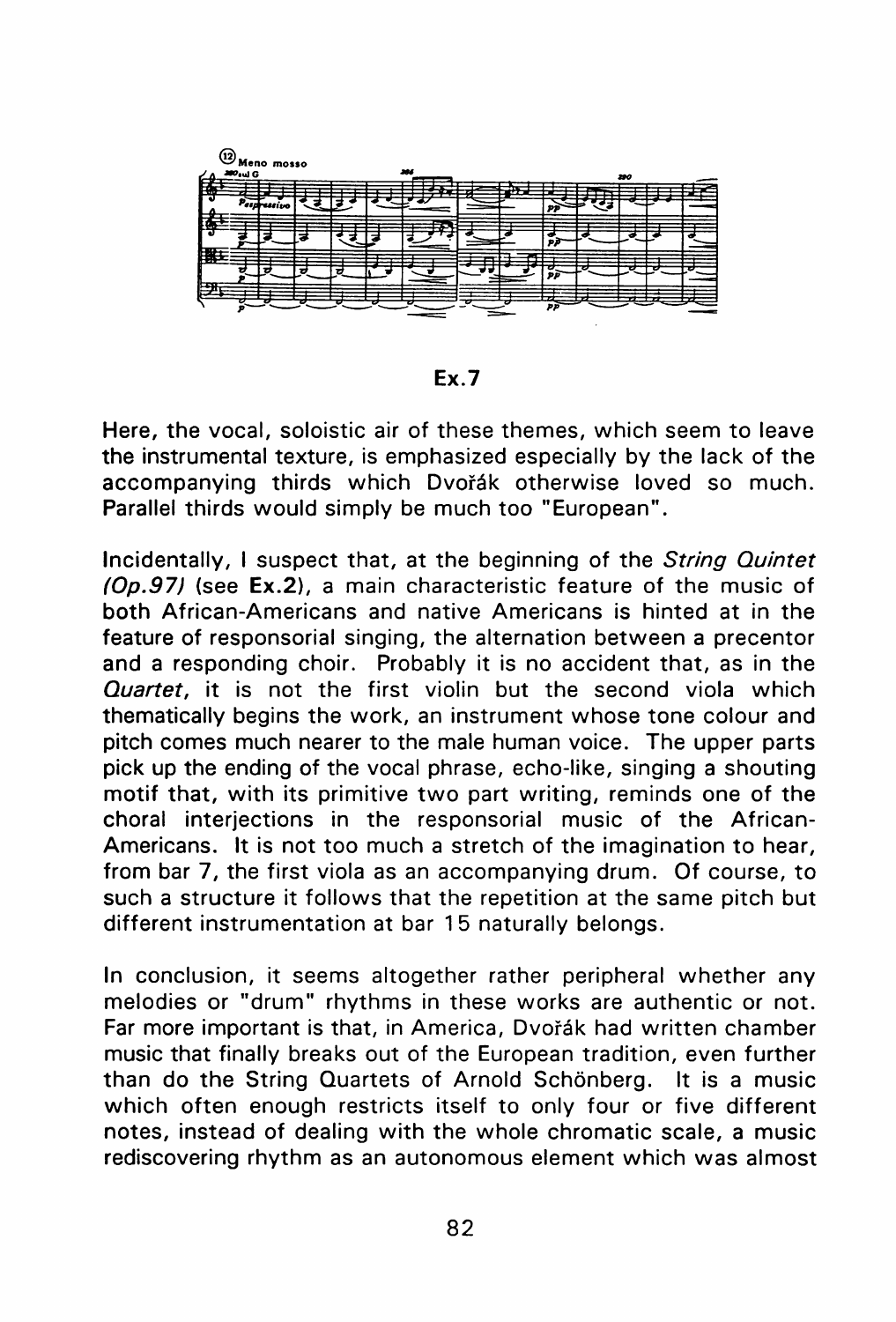Ex.7

Here, the vocal, soloistic air of these themes, which seem to leave the instrumental texture, is emphasized especially by the lack of the accompanying thirds which Dvořák otherwise loved so much. Parallel thirds would simply be much too "European".

Incidentally, I suspect that, at the beginning of the *String Quintet (Op.97)* (see **Ex.2**), a main characteristic feature of the music of both African-Americans and native Americans is hinted at in the feature of responsorial singing, the alternation between a precentor and a responding choir. Probably it is no accident that, as in the *Quartet*, it is not the first violin but the second viola which thematically begins the work, an instrument whose tone colour and pitch comes much nearer to the male human voice. The upper parts pick up the ending of the vocal phrase, echo-like, singing a shouting motif that, with its primitive two part writing, reminds one of the choral interjections in the responsorial music of the African-Americans. It is not too much a stretch of the imagination to hear, from bar 7, the first viola as an accompanying drum. Of course, to such a structure it follows that the repetition at the same pitch but different instrumentation at bar 15 naturally belongs.

In conclusion, it seems altogether rather peripheral whether any melodies or "drum" rhythms in these works are authentic or not. Far more important is that, in America, Dvořák had written chamber music that finally breaks out of the European tradition, even further than do the String Quartets of Arnold Schönberg. It is a music which often enough restricts itself to only four or five different notes, instead of dealing with the whole chromatic scale, a music rediscovering rhythm as an autonomous element which was almost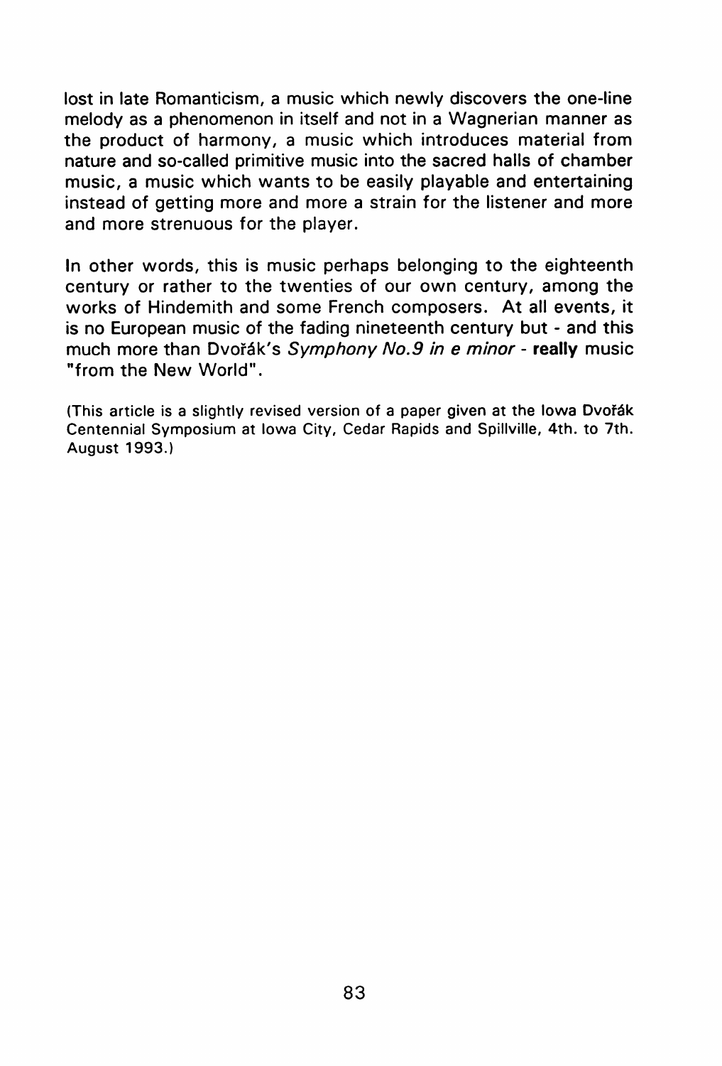lost in late Romanticism, a music which newly discovers the one-line melody as a phenomenon in itself and not in a Wagnerian manner as the product of harmony, a music which introduces material from nature and so-called primitive music into the sacred halls of chamber music, a music which wants to be easily playable and entertaining instead of getting more and more a strain for the listener and more and more strenuous for the player.

In other words, this is music perhaps belonging to the eighteenth century or rather to the twenties of our own century, among the works of Hindemith and some French composers. At all events, it is no European music of the fading nineteenth century but - and this much more than Dvořák's *Symphony No.9 in e minor* - **really** music "from the New World".

(This article is a slightly revised version of a paper given at the Iowa Dvořák Centennial Symposium at Iowa City, Cedar Rapids and Spillville, 4th. to 7th. August 1993.)